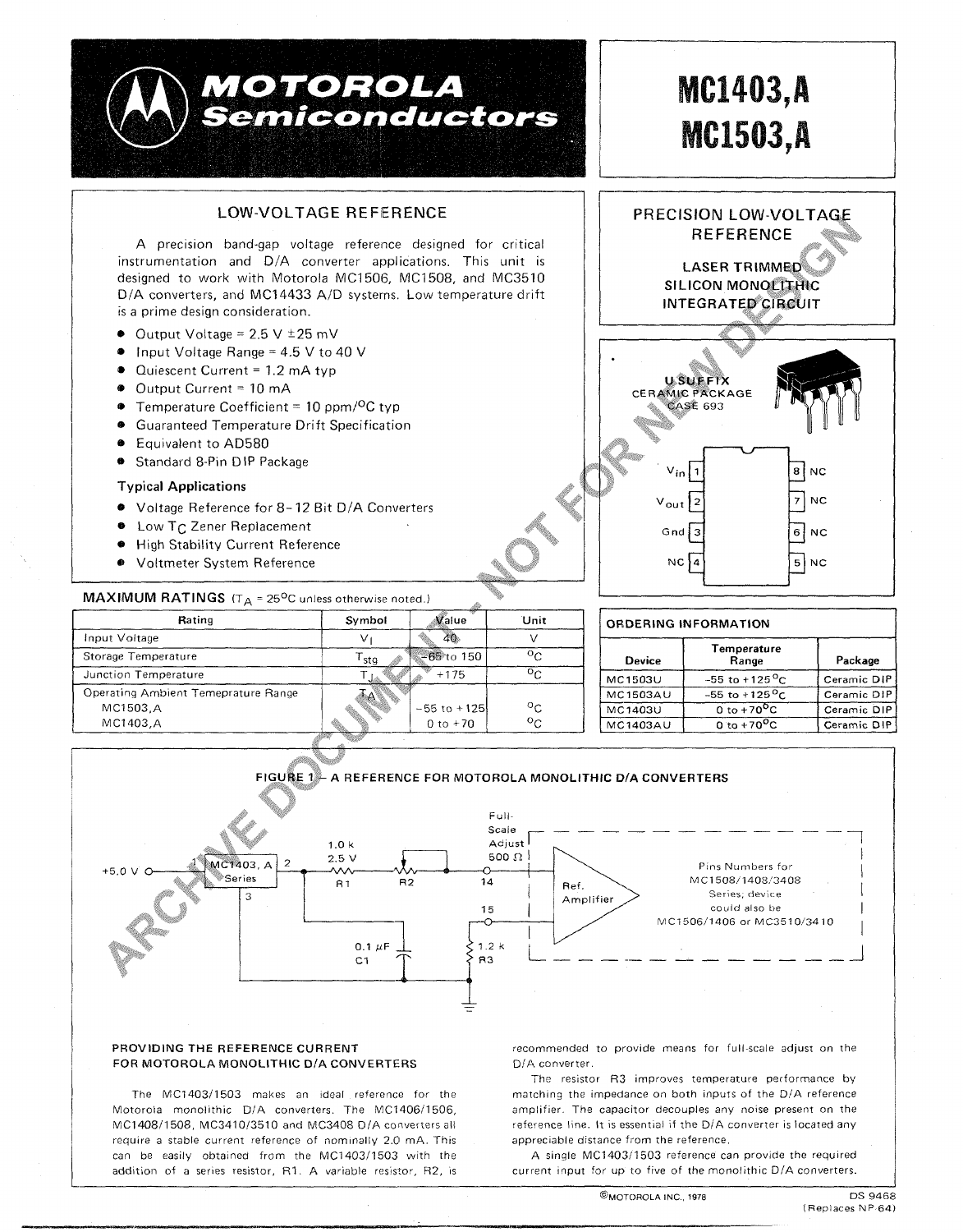# MOTOROLA Semiconductors

# MC1403,A
# MC1503,A

## PRECISION LOW-VOLTAGE REFERENCE

**LASER TRIMMED SILICON MONOLITHIC INTEGRATED CIRCUIT**

## LOW-VOLTAGE REFERENCE

A precision band-gap voltage reference designed for critical instrumentation and D/A converter applications. This unit is designed to work with Motorola MC1506, MC1508, and MC3510 D/A converters, and MC14433 A/D systems. Low temperature drift is a prime design consideration.

- Output Voltage = 2.5 V ±25 mV
- Input Voltage Range = 4.5 V to 40 V
- Quiescent Current = 1.2 mA typ
- Output Current = 10 mA
- Temperature Coefficient = 10 ppm/°C typ
- Guaranteed Temperature Drift Specification
- Equivalent to AD580
- Standard 8-Pin DIP Package

### Typical Applications

- Voltage Reference for 8–12 Bit D/A Converters
- Low $T_C$ Zener Replacement
- High Stability Current Reference
- Voltmeter System Reference

**U SUFFIX**
CERAMIC PACKAGE
CASE 693

| Pin | Function | Pin | Function |
|---|---|---|---|
| 1 | $V_{in}$ | 8 | NC |
| 2 | $V_{out}$ | 7 | NC |
| 3 | Gnd | 6 | NC |
| 4 | NC | 5 | NC |

### MAXIMUM RATINGS ($T_A$ = 25°C unless otherwise noted.)

| Rating | Symbol | Value | Unit |
|---|---|---|---|
| Input Voltage | $V_I$ | 40 | V |
| Storage Temperature | $T_{stg}$ | -65 to 150 | °C |
| Junction Temperature | $T_J$ | +175 | °C |
| Operating Ambient Temeprature Range | $T_A$ | | |
| MC1503,A | | -55 to +125 | °C |
| MC1403,A | | 0 to +70 | °C |

### ORDERING INFORMATION

| Device | Temperature Range | Package |
|---|---|---|
| MC1503U | -55 to +125°C | Ceramic DIP |
| MC1503AU | -55 to +125°C | Ceramic DIP |
| MC1403U | 0 to +70°C | Ceramic DIP |
| MC1403AU | 0 to +70°C | Ceramic DIP |

**FIGURE 1 — A REFERENCE FOR MOTOROLA MONOLITHIC D/A CONVERTERS**

+5.0 V — MC1403, A Series (pins 1, 2, 3) — R1 1.0 k, 2.5 V — R2 Full-Scale Adjust 500 Ω — 14 — Ref. Amplifier; 15 — R3 1.2 k; C1 0.1 µF

Pins Numbers for MC1508/1408/3408 Series; device could also be MC1506/1406 or MC3510/3410

### PROVIDING THE REFERENCE CURRENT FOR MOTOROLA MONOLITHIC D/A CONVERTERS

The MC1403/1503 makes an ideal reference for the Motorola monolithic D/A converters. The MC1406/1506, MC1408/1508, MC3410/3510 and MC3408 D/A converters all require a stable current reference of nominally 2.0 mA. This can be easily obtained from the MC1403/1503 with the addition of a series resistor, R1. A variable resistor, R2, is recommended to provide means for full-scale adjust on the D/A converter.

The resistor R3 improves temperature performance by matching the impedance on both inputs of the D/A reference amplifier. The capacitor decouples any noise present on the reference line. It is essential if the D/A converter is located any appreciable distance from the reference.

A single MC1403/1503 reference can provide the required current input for up to five of the monolithic D/A converters.

©MOTOROLA INC., 1978

DS 9468 (Replaces NP-64)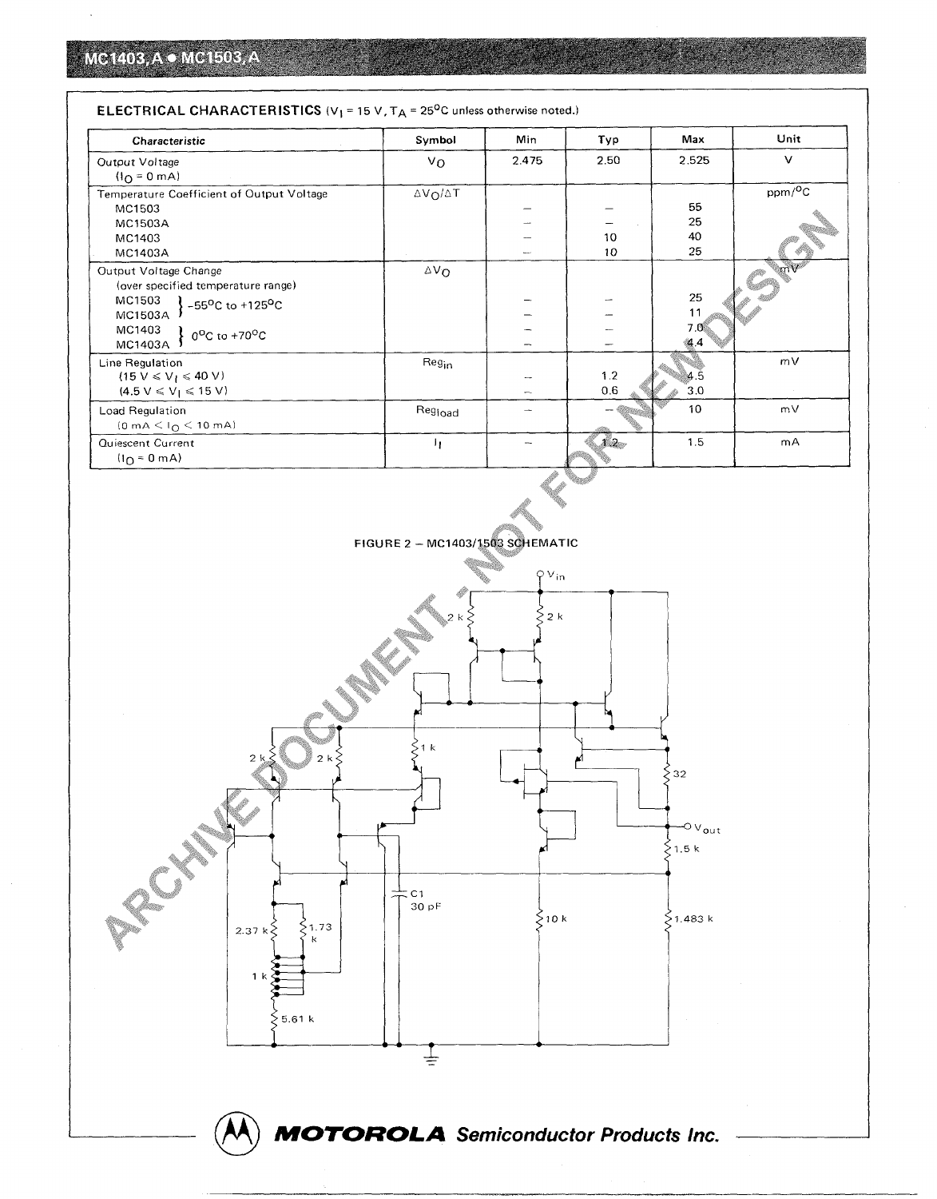## ELECTRICAL CHARACTERISTICS ($V_I$ = 15 V, $T_A$ = 25°C unless otherwise noted.)

| Characteristic | Symbol | Min | Typ | Max | Unit |
|---|---|---|---|---|---|
| Output Voltage ($I_O$ = 0 mA) | $V_O$ | 2.475 | 2.50 | 2.525 | V |
| Temperature Coefficient of Output Voltage | $\Delta V_O/\Delta T$ | | | | ppm/°C |
| MC1503 | | – | – | 55 | |
| MC1503A | | – | – | 25 | |
| MC1403 | | – | 10 | 40 | |
| MC1403A | | – | 10 | 25 | |
| Output Voltage Change (over specified temperature range) | $\Delta V_O$ | | | | mV |
| MC1503 } −55°C to +125°C | | – | – | 25 | |
| MC1503A } −55°C to +125°C | | – | – | 11 | |
| MC1403 } 0°C to +70°C | | – | – | 7.0 | |
| MC1403A } 0°C to +70°C | | – | – | 4.4 | |
| Line Regulation | $Reg_{in}$ | | | | mV |
| (15 V ≤ $V_I$ ≤ 40 V) | | – | 1.2 | 4.5 | |
| (4.5 V ≤ $V_I$ ≤ 15 V) | | – | 0.6 | 3.0 | |
| Load Regulation (0 mA < $I_O$ < 10 mA) | $Reg_{load}$ | – | – | 10 | mV |
| Quiescent Current ($I_O$ = 0 mA) | $I_I$ | – | 1.2 | 1.5 | mA |

FIGURE 2 – MC1403/1503 SCHEMATIC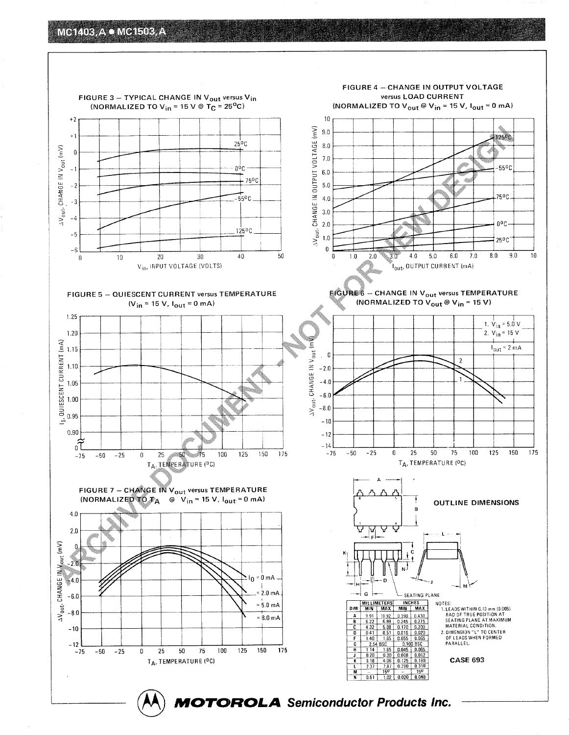FIGURE 3 – TYPICAL CHANGE IN $V_{out}$ versus $V_{in}$ (NORMALIZED TO $V_{in}$ = 15 V @ $T_C$ = 25°C)

FIGURE 4 – CHANGE IN OUTPUT VOLTAGE versus LOAD CURRENT (NORMALIZED TO $V_{out}$ @ $V_{in}$ = 15 V, $I_{out}$ = 0 mA)

FIGURE 5 – QUIESCENT CURRENT versus TEMPERATURE ($V_{in}$ = 15 V, $I_{out}$ = 0 mA)

FIGURE 6 – CHANGE IN $V_{out}$ versus TEMPERATURE (NORMALIZED TO $V_{out}$ @ $V_{in}$ = 15 V)

FIGURE 7 – CHANGE IN $V_{out}$ versus TEMPERATURE (NORMALIZED TO $T_A$ @ $V_{in}$ = 15 V, $I_{out}$ = 0 mA)

## OUTLINE DIMENSIONS

| DIM | MILLIMETERS MIN | MILLIMETERS MAX | INCHES MIN | INCHES MAX |
|---|---|---|---|---|
| A | 9.91 | 10.92 | 0.390 | 0.430 |
| B | 6.22 | 6.99 | 0.245 | 0.275 |
| C | 4.32 | 5.08 | 0.170 | 0.200 |
| D | 0.41 | 0.51 | 0.016 | 0.020 |
| F | 1.40 | 1.65 | 0.055 | 0.065 |
| G | 2.54 BSC | | 0.100 BSC | |
| H | 1.14 | 1.65 | 0.045 | 0.065 |
| J | 0.20 | 0.30 | 0.008 | 0.012 |
| K | 3.18 | 4.06 | 0.125 | 0.160 |
| L | 7.37 | 7.87 | 0.290 | 0.310 |
| M | — | 15° | — | 15° |
| N | 0.51 | 1.02 | 0.020 | 0.040 |

NOTES:
1. LEADS WITHIN 0.13 mm (0.005) RAD OF TRUE POSITION AT SEATING PLANE AT MAXIMUM MATERIAL CONDITION.
2. DIMENSION "L" TO CENTER OF LEADS WHEN FORMED PARALLEL.

CASE 693

**MOTOROLA** Semiconductor Products Inc.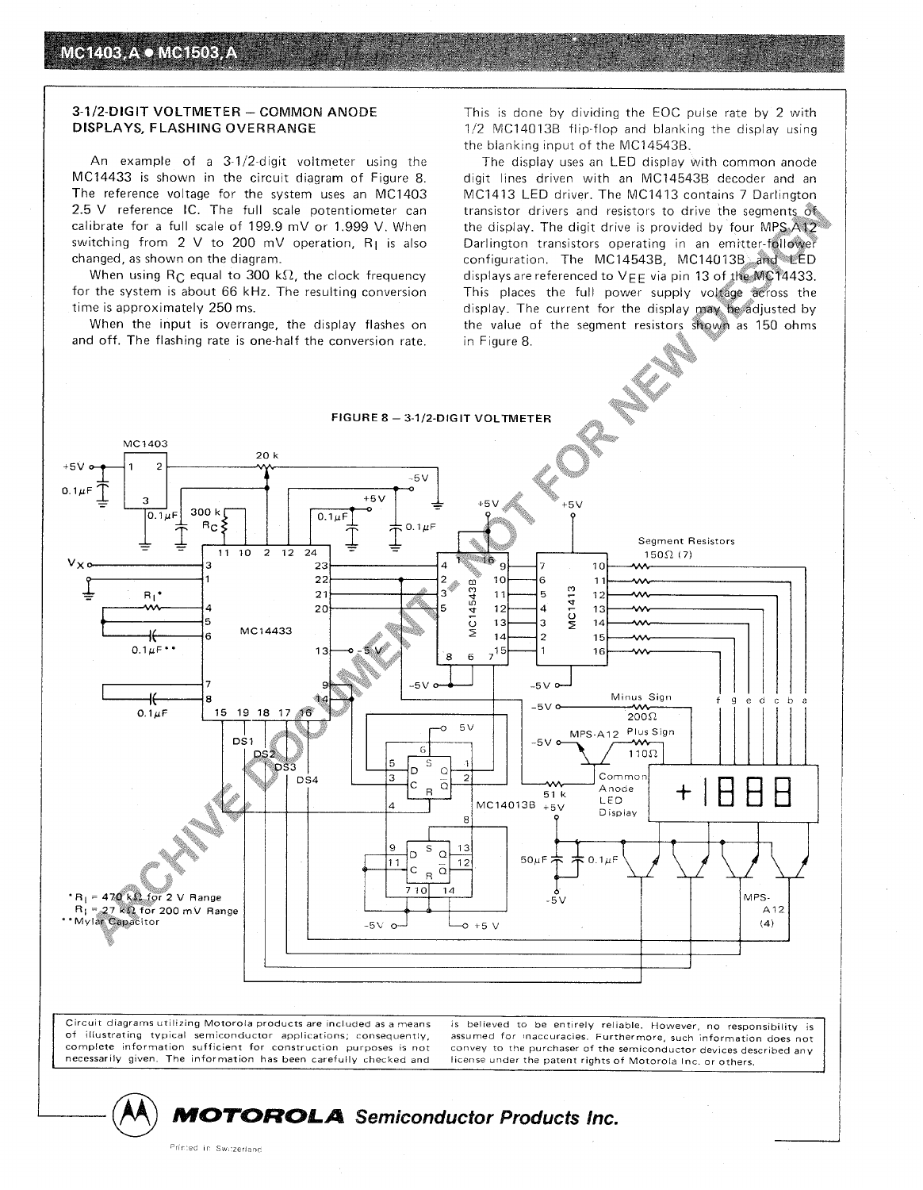## 3-1/2-DIGIT VOLTMETER — COMMON ANODE DISPLAYS, FLASHING OVERRANGE

An example of a 3-1/2-digit voltmeter using the MC14433 is shown in the circuit diagram of Figure 8. The reference voltage for the system uses an MC1403 2.5 V reference IC. The full scale potentiometer can calibrate for a full scale of 199.9 mV or 1.999 V. When switching from 2 V to 200 mV operation, $R_I$ is also changed, as shown on the diagram.

When using $R_C$ equal to 300 kΩ, the clock frequency for the system is about 66 kHz. The resulting conversion time is approximately 250 ms.

When the input is overrange, the display flashes on and off. The flashing rate is one-half the conversion rate. This is done by dividing the EOC pulse rate by 2 with 1/2 MC14013B flip-flop and blanking the display using the blanking input of the MC14543B.

The display uses an LED display with common anode digit lines driven with an MC14543B decoder and an MC1413 LED driver. The MC1413 contains 7 Darlington transistor drivers and resistors to drive the segments of the display. The digit drive is provided by four MPS-A12 Darlington transistors operating in an emitter-follower configuration. The MC14543B, MC14013B and LED displays are referenced to $V_{EE}$ via pin 13 of the MC14433. This places the full power supply voltage across the display. The current for the display may be adjusted by the value of the segment resistors shown as 150 ohms in Figure 8.

FIGURE 8 — 3-1/2-DIGIT VOLTMETER

MC1403
+5V
0.1µF
20 k
-5V
+5V
300 k
$R_C$
0.1µF
0.1µF
0.1µF
+5V
+5V
Segment Resistors 150Ω (7)
$V_X$
$R_I$*
0.1µF**
MC14433
MC14543B
MC1413
-5V
0.1µF
DS1
DS2
DS3
DS4
-5V
Minus Sign
200Ω
MPS-A12
Plus Sign
110Ω
f g e d c b a
Common Anode LED Display
51 k
MC14013B
+5V
5V
50µF
0.1µF
-5V
MPS-A12 (4)
+5 V

*$R_I$ = 470 kΩ for 2 V Range
$R_I$ = 27 kΩ for 200 mV Range
**Mylar Capacitor

Circuit diagrams utilizing Motorola products are included as a means of illustrating typical semiconductor applications; consequently, complete information sufficient for construction purposes is not necessarily given. The information has been carefully checked and is believed to be entirely reliable. However, no responsibility is assumed for inaccuracies. Furthermore, such information does not convey to the purchaser of the semiconductor devices described any license under the patent rights of Motorola Inc. or others.

**MOTOROLA** Semiconductor Products Inc.

Printed in Switzerland